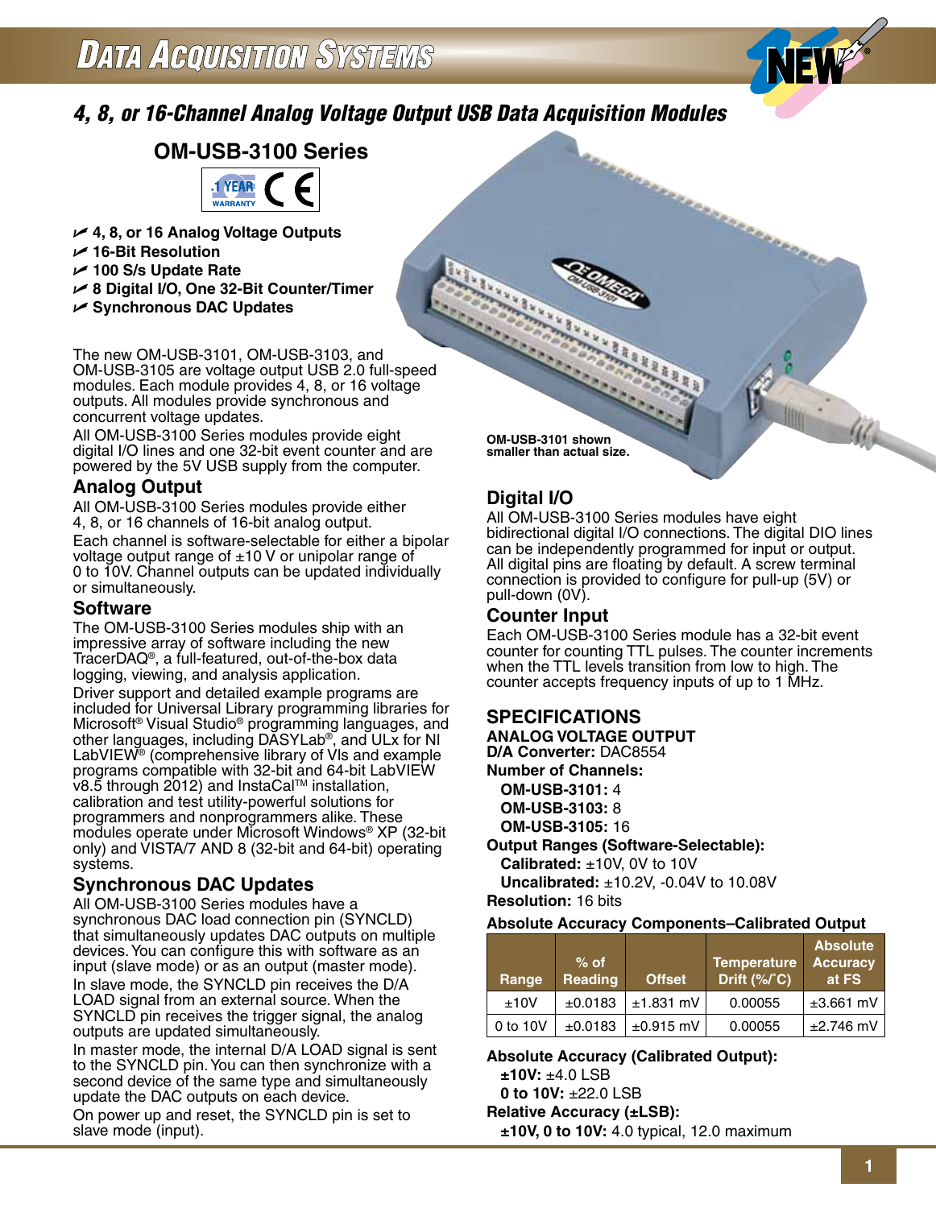# Data Acquisition Systems

## 4, 8, or 16-Channel Analog Voltage Output USB Data Acquisition Modules

## OM-USB-3100 Series

- 4, 8, or 16 Analog Voltage Outputs
- 16-Bit Resolution
- 100 S/s Update Rate
- 8 Digital I/O, One 32-Bit Counter/Timer
- Synchronous DAC Updates

The new OM-USB-3101, OM-USB-3103, and OM-USB-3105 are voltage output USB 2.0 full-speed modules. Each module provides 4, 8, or 16 voltage outputs. All modules provide synchronous and concurrent voltage updates.

All OM-USB-3100 Series modules provide eight digital I/O lines and one 32-bit event counter and are powered by the 5V USB supply from the computer.

OM-USB-3101 shown smaller than actual size.

### Analog Output

All OM-USB-3100 Series modules provide either 4, 8, or 16 channels of 16-bit analog output.

Each channel is software-selectable for either a bipolar voltage output range of ±10 V or unipolar range of 0 to 10V. Channel outputs can be updated individually or simultaneously.

### Software

The OM-USB-3100 Series modules ship with an impressive array of software including the new TracerDAQ®, a full-featured, out-of-the-box data logging, viewing, and analysis application.

Driver support and detailed example programs are included for Universal Library programming libraries for Microsoft® Visual Studio® programming languages, and other languages, including DASYLab®, and ULx for NI LabVIEW® (comprehensive library of VIs and example programs compatible with 32-bit and 64-bit LabVIEW v8.5 through 2012) and InstaCal™ installation, calibration and test utility-powerful solutions for programmers and nonprogrammers alike. These modules operate under Microsoft Windows® XP (32-bit only) and VISTA/7 AND 8 (32-bit and 64-bit) operating systems.

### Synchronous DAC Updates

All OM-USB-3100 Series modules have a synchronous DAC load connection pin (SYNCLD) that simultaneously updates DAC outputs on multiple devices. You can configure this with software as an input (slave mode) or as an output (master mode).

In slave mode, the SYNCLD pin receives the D/A LOAD signal from an external source. When the SYNCLD pin receives the trigger signal, the analog outputs are updated simultaneously.

In master mode, the internal D/A LOAD signal is sent to the SYNCLD pin. You can then synchronize with a second device of the same type and simultaneously update the DAC outputs on each device.

On power up and reset, the SYNCLD pin is set to slave mode (input).

### Digital I/O

All OM-USB-3100 Series modules have eight bidirectional digital I/O connections. The digital DIO lines can be independently programmed for input or output. All digital pins are floating by default. A screw terminal connection is provided to configure for pull-up (5V) or pull-down (0V).

### Counter Input

Each OM-USB-3100 Series module has a 32-bit event counter for counting TTL pulses. The counter increments when the TTL levels transition from low to high. The counter accepts frequency inputs of up to 1 MHz.

## SPECIFICATIONS

**ANALOG VOLTAGE OUTPUT**

**D/A Converter:** DAC8554

**Number of Channels:**

- **OM-USB-3101:** 4
- **OM-USB-3103:** 8
- **OM-USB-3105:** 16

**Output Ranges (Software-Selectable):**

- **Calibrated:** ±10V, 0V to 10V
- **Uncalibrated:** ±10.2V, -0.04V to 10.08V

**Resolution:** 16 bits

**Absolute Accuracy Components–Calibrated Output**

| Range | % of Reading | Offset | Temperature Drift (%/°C) | Absolute Accuracy at FS |
|---|---|---|---|---|
| ±10V | ±0.0183 | ±1.831 mV | 0.00055 | ±3.661 mV |
| 0 to 10V | ±0.0183 | ±0.915 mV | 0.00055 | ±2.746 mV |

**Absolute Accuracy (Calibrated Output):**

- **±10V:** ±4.0 LSB
- **0 to 10V:** ±22.0 LSB

**Relative Accuracy (±LSB):**

- **±10V, 0 to 10V:** 4.0 typical, 12.0 maximum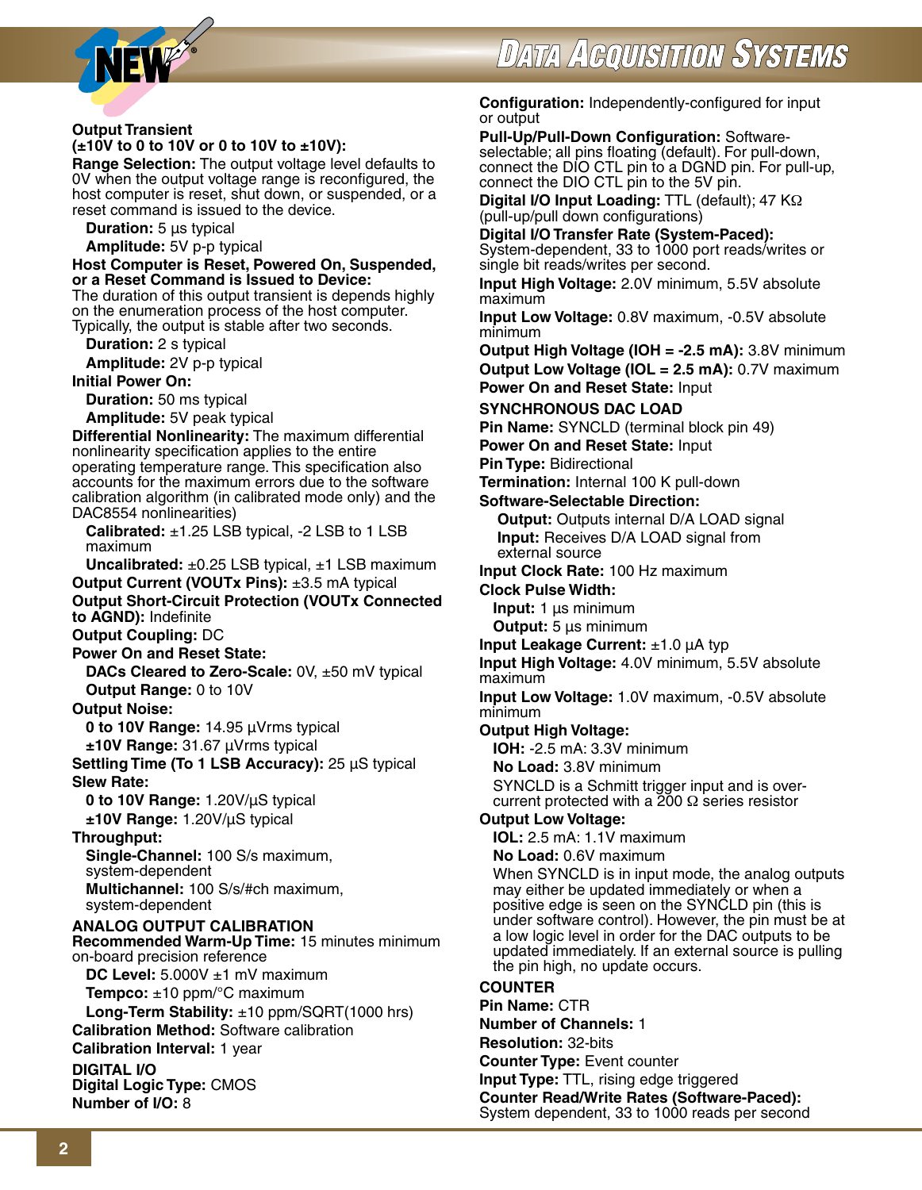**Output Transient (±10V to 0 to 10V or 0 to 10V to ±10V):**

**Range Selection:** The output voltage level defaults to 0V when the output voltage range is reconfigured, the host computer is reset, shut down, or suspended, or a reset command is issued to the device.

**Duration:** 5 µs typical

**Amplitude:** 5V p-p typical

**Host Computer is Reset, Powered On, Suspended, or a Reset Command is Issued to Device:**

The duration of this output transient is depends highly on the enumeration process of the host computer. Typically, the output is stable after two seconds.

**Duration:** 2 s typical

**Amplitude:** 2V p-p typical

**Initial Power On:**

**Duration:** 50 ms typical

**Amplitude:** 5V peak typical

**Differential Nonlinearity:** The maximum differential nonlinearity specification applies to the entire operating temperature range. This specification also accounts for the maximum errors due to the software calibration algorithm (in calibrated mode only) and the DAC8554 nonlinearities)

**Calibrated:** ±1.25 LSB typical, -2 LSB to 1 LSB maximum

**Uncalibrated:** ±0.25 LSB typical, ±1 LSB maximum

**Output Current (VOUTx Pins):** ±3.5 mA typical

**Output Short-Circuit Protection (VOUTx Connected to AGND):** Indefinite

**Output Coupling:** DC

**Power On and Reset State:**

**DACs Cleared to Zero-Scale:** 0V, ±50 mV typical

**Output Range:** 0 to 10V

**Output Noise:**

**0 to 10V Range:** 14.95 µVrms typical

**±10V Range:** 31.67 µVrms typical

**Settling Time (To 1 LSB Accuracy):** 25 µS typical

**Slew Rate:**

**0 to 10V Range:** 1.20V/µS typical

**±10V Range:** 1.20V/µS typical

**Throughput:**

**Single-Channel:** 100 S/s maximum, system-dependent

**Multichannel:** 100 S/s/#ch maximum, system-dependent

**ANALOG OUTPUT CALIBRATION**

**Recommended Warm-Up Time:** 15 minutes minimum on-board precision reference

**DC Level:** 5.000V ±1 mV maximum

**Tempco:** ±10 ppm/°C maximum

**Long-Term Stability:** ±10 ppm/SQRT(1000 hrs)

**Calibration Method:** Software calibration

**Calibration Interval:** 1 year

**DIGITAL I/O**

**Digital Logic Type:** CMOS

**Number of I/O:** 8

**Configuration:** Independently-configured for input or output

**Pull-Up/Pull-Down Configuration:** Software-selectable; all pins floating (default). For pull-down, connect the DIO CTL pin to a DGND pin. For pull-up, connect the DIO CTL pin to the 5V pin.

**Digital I/O Input Loading:** TTL (default); 47 KΩ (pull-up/pull down configurations)

**Digital I/O Transfer Rate (System-Paced):** System-dependent, 33 to 1000 port reads/writes or single bit reads/writes per second.

**Input High Voltage:** 2.0V minimum, 5.5V absolute maximum

**Input Low Voltage:** 0.8V maximum, -0.5V absolute minimum

**Output High Voltage (IOH = -2.5 mA):** 3.8V minimum

**Output Low Voltage (IOL = 2.5 mA):** 0.7V maximum

**Power On and Reset State:** Input

**SYNCHRONOUS DAC LOAD**

**Pin Name:** SYNCLD (terminal block pin 49)

**Power On and Reset State:** Input

**Pin Type:** Bidirectional

**Termination:** Internal 100 K pull-down

**Software-Selectable Direction:**

**Output:** Outputs internal D/A LOAD signal

**Input:** Receives D/A LOAD signal from external source

**Input Clock Rate:** 100 Hz maximum

**Clock Pulse Width:**

**Input:** 1 µs minimum

**Output:** 5 µs minimum

**Input Leakage Current:** ±1.0 µA typ

**Input High Voltage:** 4.0V minimum, 5.5V absolute maximum

**Input Low Voltage:** 1.0V maximum, -0.5V absolute minimum

**Output High Voltage:**

**IOH:** -2.5 mA: 3.3V minimum

**No Load:** 3.8V minimum

SYNCLD is a Schmitt trigger input and is over-current protected with a 200 Ω series resistor

**Output Low Voltage:**

**IOL:** 2.5 mA: 1.1V maximum

**No Load:** 0.6V maximum

When SYNCLD is in input mode, the analog outputs may either be updated immediately or when a positive edge is seen on the SYNCLD pin (this is under software control). However, the pin must be at a low logic level in order for the DAC outputs to be updated immediately. If an external source is pulling the pin high, no update occurs.

**COUNTER**

**Pin Name:** CTR

**Number of Channels:** 1

**Resolution:** 32-bits

**Counter Type:** Event counter

**Input Type:** TTL, rising edge triggered

**Counter Read/Write Rates (Software-Paced):** System dependent, 33 to 1000 reads per second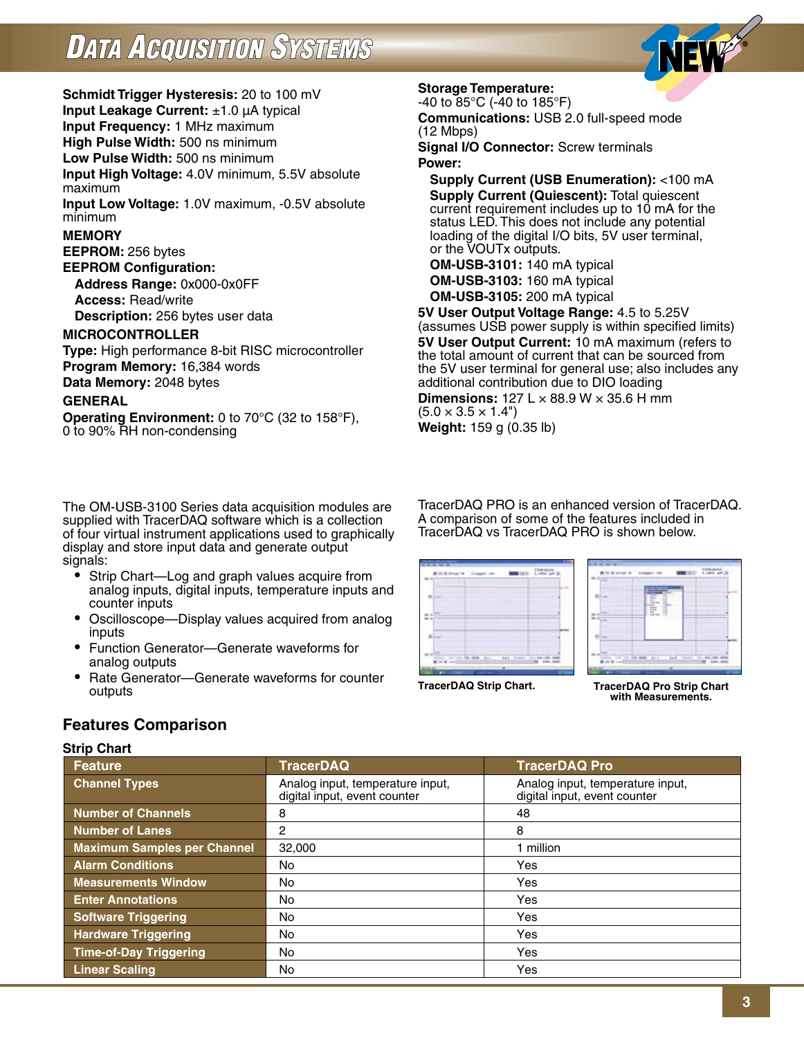**Schmidt Trigger Hysteresis:** 20 to 100 mV
**Input Leakage Current:** ±1.0 µA typical
**Input Frequency:** 1 MHz maximum
**High Pulse Width:** 500 ns minimum
**Low Pulse Width:** 500 ns minimum
**Input High Voltage:** 4.0V minimum, 5.5V absolute maximum
**Input Low Voltage:** 1.0V maximum, -0.5V absolute minimum

**MEMORY**

**EEPROM:** 256 bytes
**EEPROM Configuration:**
- **Address Range:** 0x000-0x0FF
- **Access:** Read/write
- **Description:** 256 bytes user data

**MICROCONTROLLER**

**Type:** High performance 8-bit RISC microcontroller
**Program Memory:** 16,384 words
**Data Memory:** 2048 bytes

**GENERAL**

**Operating Environment:** 0 to 70°C (32 to 158°F), 0 to 90% RH non-condensing
**Storage Temperature:** -40 to 85°C (-40 to 185°F)
**Communications:** USB 2.0 full-speed mode (12 Mbps)
**Signal I/O Connector:** Screw terminals
**Power:**
- **Supply Current (USB Enumeration):** <100 mA
- **Supply Current (Quiescent):** Total quiescent current requirement includes up to 10 mA for the status LED. This does not include any potential loading of the digital I/O bits, 5V user terminal, or the VOUTx outputs.
- **OM-USB-3101:** 140 mA typical
- **OM-USB-3103:** 160 mA typical
- **OM-USB-3105:** 200 mA typical

**5V User Output Voltage Range:** 4.5 to 5.25V (assumes USB power supply is within specified limits)
**5V User Output Current:** 10 mA maximum (refers to the total amount of current that can be sourced from the 5V user terminal for general use; also includes any additional contribution due to DIO loading
**Dimensions:** 127 L × 88.9 W × 35.6 H mm (5.0 × 3.5 × 1.4")
**Weight:** 159 g (0.35 lb)

The OM-USB-3100 Series data acquisition modules are supplied with TracerDAQ software which is a collection of four virtual instrument applications used to graphically display and store input data and generate output signals:

- Strip Chart—Log and graph values acquire from analog inputs, digital inputs, temperature inputs and counter inputs
- Oscilloscope—Display values acquired from analog inputs
- Function Generator—Generate waveforms for analog outputs
- Rate Generator—Generate waveforms for counter outputs

TracerDAQ PRO is an enhanced version of TracerDAQ. A comparison of some of the features included in TracerDAQ vs TracerDAQ PRO is shown below.

**TracerDAQ Strip Chart.**

**TracerDAQ Pro Strip Chart with Measurements.**

## Features Comparison

**Strip Chart**

| Feature | TracerDAQ | TracerDAQ Pro |
|---|---|---|
| Channel Types | Analog input, temperature input, digital input, event counter | Analog input, temperature input, digital input, event counter |
| Number of Channels | 8 | 48 |
| Number of Lanes | 2 | 8 |
| Maximum Samples per Channel | 32,000 | 1 million |
| Alarm Conditions | No | Yes |
| Measurements Window | No | Yes |
| Enter Annotations | No | Yes |
| Software Triggering | No | Yes |
| Hardware Triggering | No | Yes |
| Time-of-Day Triggering | No | Yes |
| Linear Scaling | No | Yes |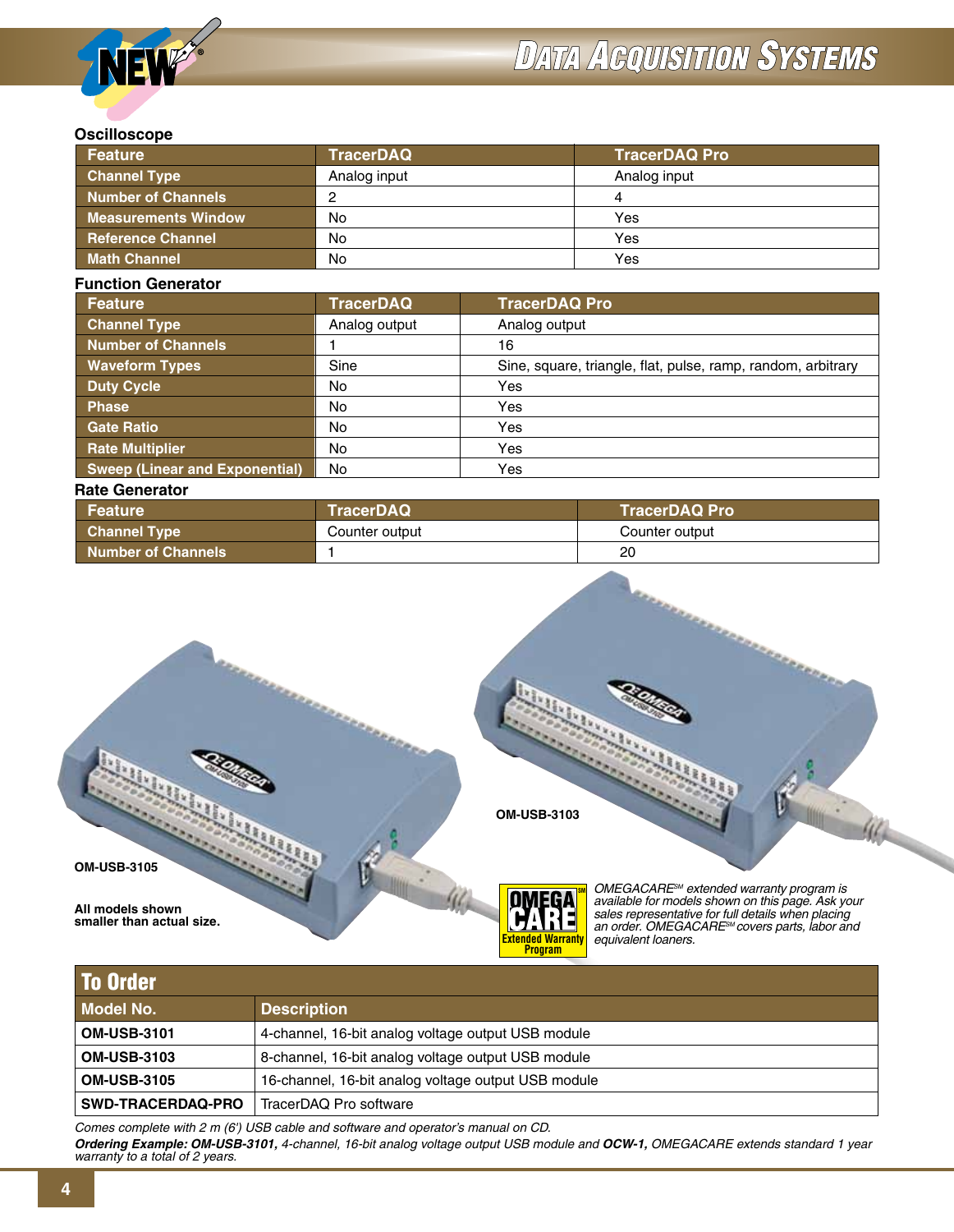## Data Acquisition Systems

### Oscilloscope

| Feature | TracerDAQ | TracerDAQ Pro |
|---|---|---|
| Channel Type | Analog input | Analog input |
| Number of Channels | 2 | 4 |
| Measurements Window | No | Yes |
| Reference Channel | No | Yes |
| Math Channel | No | Yes |

### Function Generator

| Feature | TracerDAQ | TracerDAQ Pro |
|---|---|---|
| Channel Type | Analog output | Analog output |
| Number of Channels | 1 | 16 |
| Waveform Types | Sine | Sine, square, triangle, flat, pulse, ramp, random, arbitrary |
| Duty Cycle | No | Yes |
| Phase | No | Yes |
| Gate Ratio | No | Yes |
| Rate Multiplier | No | Yes |
| Sweep (Linear and Exponential) | No | Yes |

### Rate Generator

| Feature | TracerDAQ | TracerDAQ Pro |
|---|---|---|
| Channel Type | Counter output | Counter output |
| Number of Channels | 1 | 20 |

OM-USB-3103

OM-USB-3105

**All models shown smaller than actual size.**

*OMEGACARE℠ extended warranty program is available for models shown on this page. Ask your sales representative for full details when placing an order. OMEGACARE℠ covers parts, labor and equivalent loaners.*

## To Order

| Model No. | Description |
|---|---|
| **OM-USB-3101** | 4-channel, 16-bit analog voltage output USB module |
| **OM-USB-3103** | 8-channel, 16-bit analog voltage output USB module |
| **OM-USB-3105** | 16-channel, 16-bit analog voltage output USB module |
| **SWD-TRACERDAQ-PRO** | TracerDAQ Pro software |

*Comes complete with 2 m (6') USB cable and software and operator's manual on CD.*

***Ordering Example: OM-USB-3101,*** *4-channel, 16-bit analog voltage output USB module and* ***OCW-1,*** *OMEGACARE extends standard 1 year warranty to a total of 2 years.*